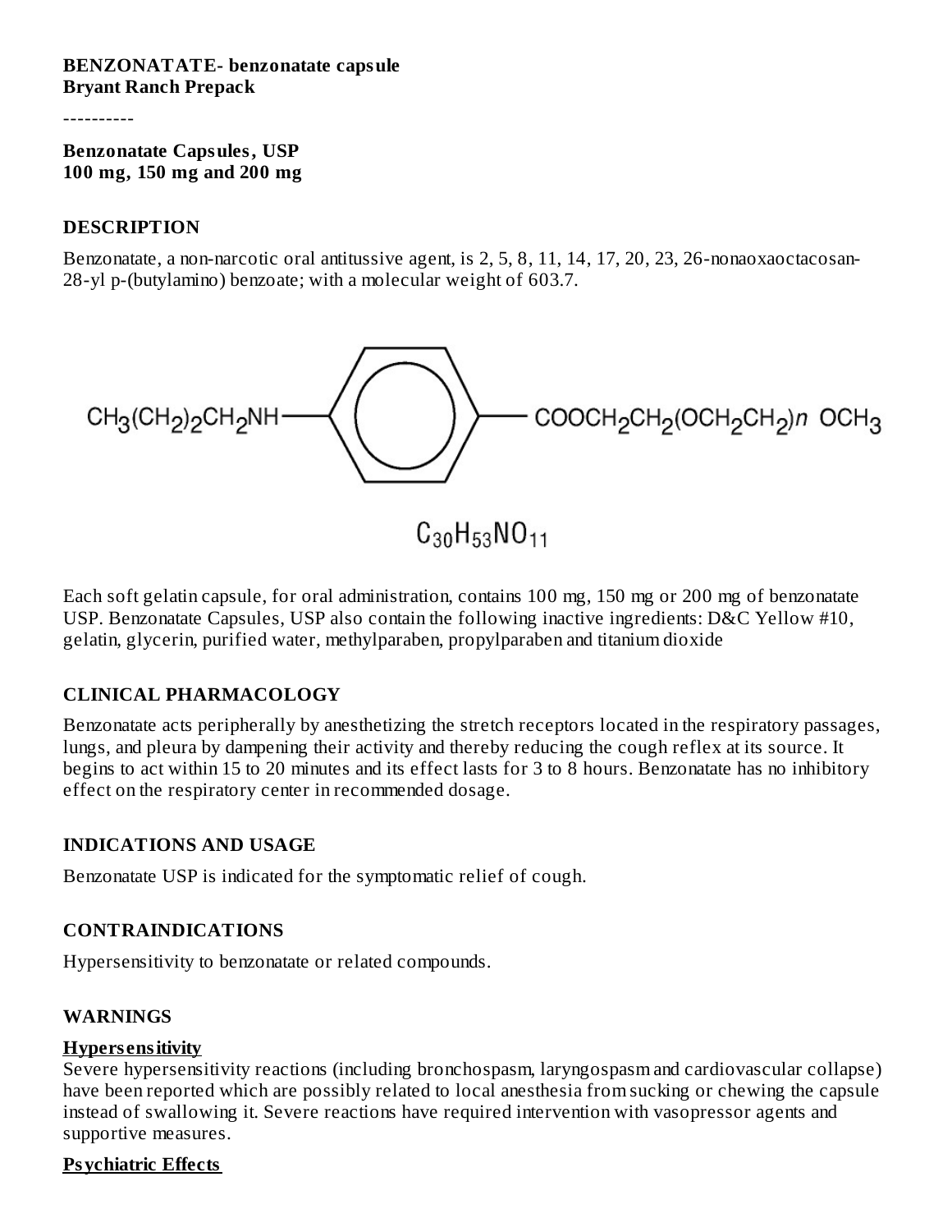**BENZONATATE- benzonatate capsule**
**Bryant Ranch Prepack**

----------

**Benzonatate Capsules, USP**
**100 mg, 150 mg and 200 mg**

## DESCRIPTION

Benzonatate, a non-narcotic oral antitussive agent, is 2, 5, 8, 11, 14, 17, 20, 23, 26-nonaoxaoctacosan-28-yl p-(butylamino) benzoate; with a molecular weight of 603.7.

$$CH_3(CH_2)_2CH_2NH-C_6H_4-COOCH_2CH_2(OCH_2CH_2)_n\ OCH_3$$

$$C_{30}H_{53}NO_{11}$$

Each soft gelatin capsule, for oral administration, contains 100 mg, 150 mg or 200 mg of benzonatate USP. Benzonatate Capsules, USP also contain the following inactive ingredients: D&C Yellow #10, gelatin, glycerin, purified water, methylparaben, propylparaben and titanium dioxide

## CLINICAL PHARMACOLOGY

Benzonatate acts peripherally by anesthetizing the stretch receptors located in the respiratory passages, lungs, and pleura by dampening their activity and thereby reducing the cough reflex at its source. It begins to act within 15 to 20 minutes and its effect lasts for 3 to 8 hours. Benzonatate has no inhibitory effect on the respiratory center in recommended dosage.

## INDICATIONS AND USAGE

Benzonatate USP is indicated for the symptomatic relief of cough.

## CONTRAINDICATIONS

Hypersensitivity to benzonatate or related compounds.

## WARNINGS

### Hypersensitivity

Severe hypersensitivity reactions (including bronchospasm, laryngospasm and cardiovascular collapse) have been reported which are possibly related to local anesthesia from sucking or chewing the capsule instead of swallowing it. Severe reactions have required intervention with vasopressor agents and supportive measures.

### Psychiatric Effects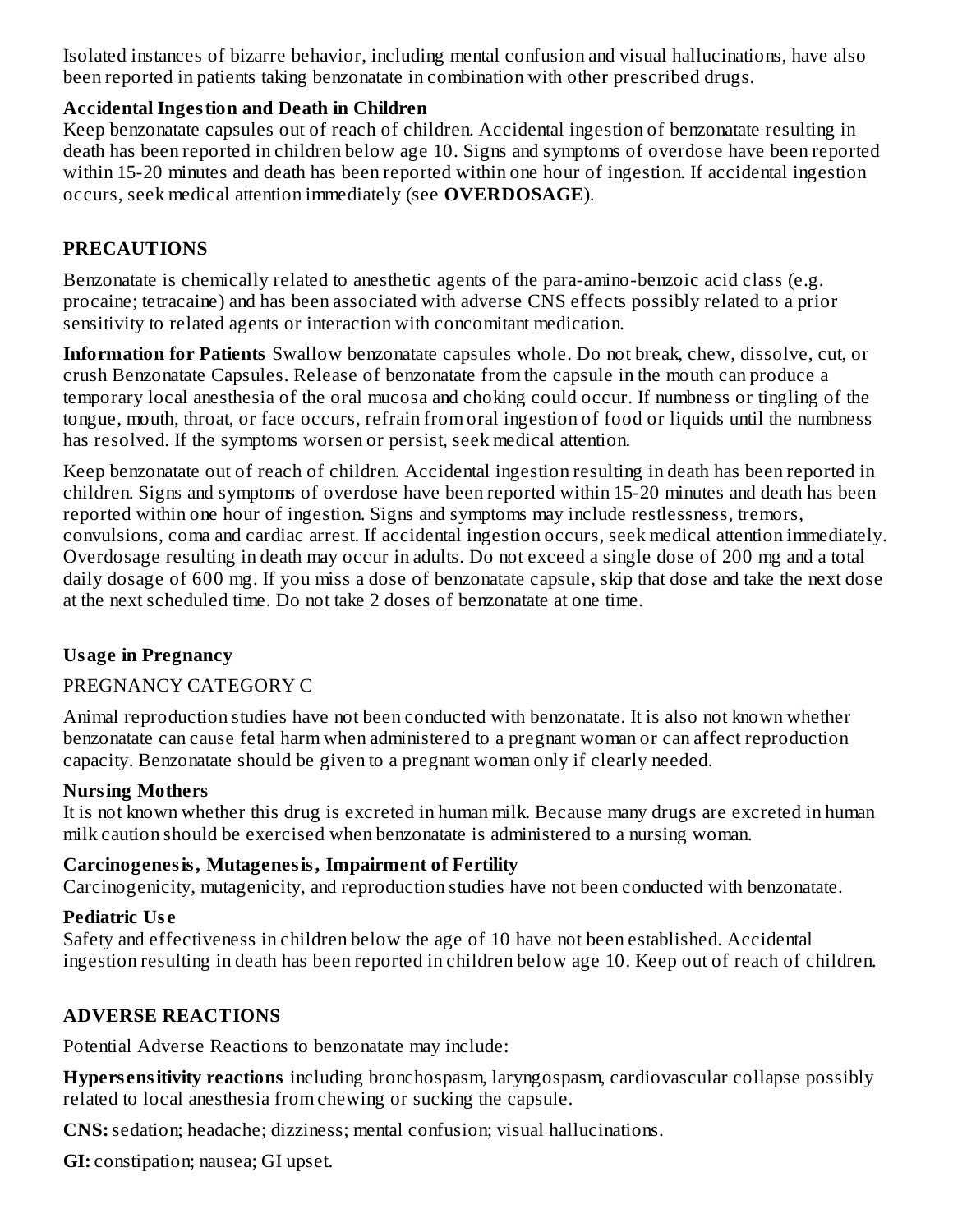Isolated instances of bizarre behavior, including mental confusion and visual hallucinations, have also been reported in patients taking benzonatate in combination with other prescribed drugs.

**Accidental Ingestion and Death in Children**
Keep benzonatate capsules out of reach of children. Accidental ingestion of benzonatate resulting in death has been reported in children below age 10. Signs and symptoms of overdose have been reported within 15-20 minutes and death has been reported within one hour of ingestion. If accidental ingestion occurs, seek medical attention immediately (see **OVERDOSAGE**).

## PRECAUTIONS

Benzonatate is chemically related to anesthetic agents of the para-amino-benzoic acid class (e.g. procaine; tetracaine) and has been associated with adverse CNS effects possibly related to a prior sensitivity to related agents or interaction with concomitant medication.

**Information for Patients** Swallow benzonatate capsules whole. Do not break, chew, dissolve, cut, or crush Benzonatate Capsules. Release of benzonatate from the capsule in the mouth can produce a temporary local anesthesia of the oral mucosa and choking could occur. If numbness or tingling of the tongue, mouth, throat, or face occurs, refrain from oral ingestion of food or liquids until the numbness has resolved. If the symptoms worsen or persist, seek medical attention.

Keep benzonatate out of reach of children. Accidental ingestion resulting in death has been reported in children. Signs and symptoms of overdose have been reported within 15-20 minutes and death has been reported within one hour of ingestion. Signs and symptoms may include restlessness, tremors, convulsions, coma and cardiac arrest. If accidental ingestion occurs, seek medical attention immediately. Overdosage resulting in death may occur in adults. Do not exceed a single dose of 200 mg and a total daily dosage of 600 mg. If you miss a dose of benzonatate capsule, skip that dose and take the next dose at the next scheduled time. Do not take 2 doses of benzonatate at one time.

### Usage in Pregnancy

PREGNANCY CATEGORY C

Animal reproduction studies have not been conducted with benzonatate. It is also not known whether benzonatate can cause fetal harm when administered to a pregnant woman or can affect reproduction capacity. Benzonatate should be given to a pregnant woman only if clearly needed.

**Nursing Mothers**
It is not known whether this drug is excreted in human milk. Because many drugs are excreted in human milk caution should be exercised when benzonatate is administered to a nursing woman.

**Carcinogenesis, Mutagenesis, Impairment of Fertility**
Carcinogenicity, mutagenicity, and reproduction studies have not been conducted with benzonatate.

**Pediatric Use**
Safety and effectiveness in children below the age of 10 have not been established. Accidental ingestion resulting in death has been reported in children below age 10. Keep out of reach of children.

## ADVERSE REACTIONS

Potential Adverse Reactions to benzonatate may include:

**Hypersensitivity reactions** including bronchospasm, laryngospasm, cardiovascular collapse possibly related to local anesthesia from chewing or sucking the capsule.

**CNS:** sedation; headache; dizziness; mental confusion; visual hallucinations.

**GI:** constipation; nausea; GI upset.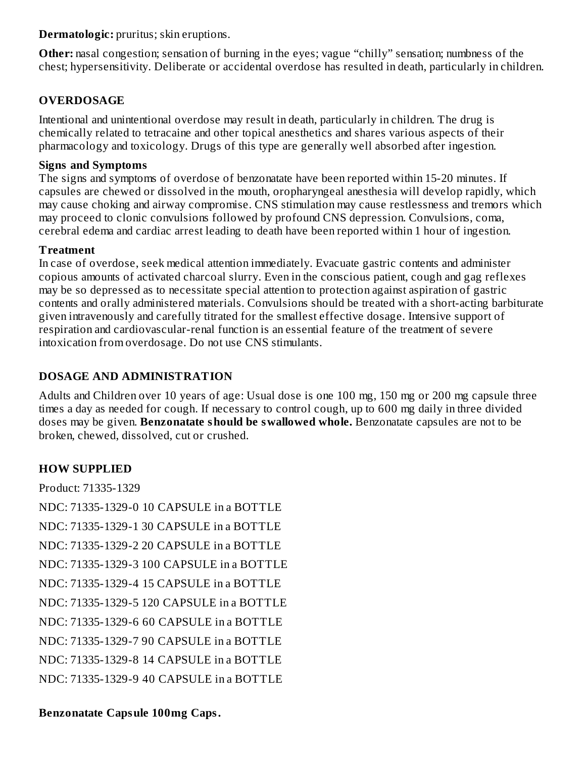**Dermatologic:** pruritus; skin eruptions.

**Other:** nasal congestion; sensation of burning in the eyes; vague "chilly" sensation; numbness of the chest; hypersensitivity. Deliberate or accidental overdose has resulted in death, particularly in children.

## OVERDOSAGE

Intentional and unintentional overdose may result in death, particularly in children. The drug is chemically related to tetracaine and other topical anesthetics and shares various aspects of their pharmacology and toxicology. Drugs of this type are generally well absorbed after ingestion.

### Signs and Symptoms

The signs and symptoms of overdose of benzonatate have been reported within 15-20 minutes. If capsules are chewed or dissolved in the mouth, oropharyngeal anesthesia will develop rapidly, which may cause choking and airway compromise. CNS stimulation may cause restlessness and tremors which may proceed to clonic convulsions followed by profound CNS depression. Convulsions, coma, cerebral edema and cardiac arrest leading to death have been reported within 1 hour of ingestion.

### Treatment

In case of overdose, seek medical attention immediately. Evacuate gastric contents and administer copious amounts of activated charcoal slurry. Even in the conscious patient, cough and gag reflexes may be so depressed as to necessitate special attention to protection against aspiration of gastric contents and orally administered materials. Convulsions should be treated with a short-acting barbiturate given intravenously and carefully titrated for the smallest effective dosage. Intensive support of respiration and cardiovascular-renal function is an essential feature of the treatment of severe intoxication from overdosage. Do not use CNS stimulants.

## DOSAGE AND ADMINISTRATION

Adults and Children over 10 years of age: Usual dose is one 100 mg, 150 mg or 200 mg capsule three times a day as needed for cough. If necessary to control cough, up to 600 mg daily in three divided doses may be given. **Benzonatate should be swallowed whole.** Benzonatate capsules are not to be broken, chewed, dissolved, cut or crushed.

## HOW SUPPLIED

Product: 71335-1329

NDC: 71335-1329-0 10 CAPSULE in a BOTTLE

NDC: 71335-1329-1 30 CAPSULE in a BOTTLE

NDC: 71335-1329-2 20 CAPSULE in a BOTTLE

NDC: 71335-1329-3 100 CAPSULE in a BOTTLE

NDC: 71335-1329-4 15 CAPSULE in a BOTTLE

NDC: 71335-1329-5 120 CAPSULE in a BOTTLE

NDC: 71335-1329-6 60 CAPSULE in a BOTTLE

NDC: 71335-1329-7 90 CAPSULE in a BOTTLE

NDC: 71335-1329-8 14 CAPSULE in a BOTTLE

NDC: 71335-1329-9 40 CAPSULE in a BOTTLE

**Benzonatate Capsule 100mg Caps.**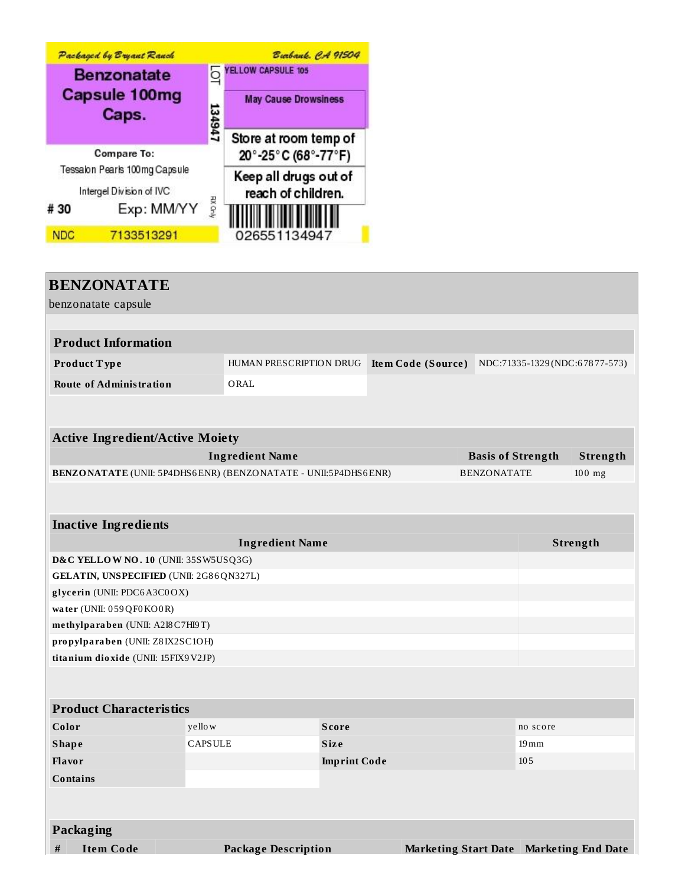Packaged by Bryant Ranch — Burbank, CA 91504

**Benzonatate Capsule 100mg Caps.**

LOT 134947

YELLOW CAPSULE 105

May Cause Drowsiness

Store at room temp of 20°-25°C (68°-77°F)

Keep all drugs out of reach of children.

Compare To: Tessalon Pearls 100mg Capsule

Intergel Division of IVC

# 30 Exp: MM/YY

RX Only

NDC 7133513291

026551134947

# BENZONATATE

benzonatate capsule

| **Product Information** | | | |
|---|---|---|---|
| **Product Type** | HUMAN PRESCRIPTION DRUG | **Item Code (Source)** | NDC:71335-1329(NDC:67877-573) |
| **Route of Administration** | ORAL | | |

| **Active Ingredient/Active Moiety** | | |
|---|---|---|
| **Ingredient Name** | **Basis of Strength** | **Strength** |
| **BENZONATATE** (UNII: 5P4DHS6ENR) (BENZONATATE - UNII:5P4DHS6ENR) | BENZONATATE | 100 mg |

| **Inactive Ingredients** | |
|---|---|
| **Ingredient Name** | **Strength** |
| **D&C YELLOW NO. 10** (UNII: 35SW5USQ3G) | |
| **GELATIN, UNSPECIFIED** (UNII: 2G86QN327L) | |
| **glycerin** (UNII: PDC6A3C0OX) | |
| **water** (UNII: 059QF0KO0R) | |
| **methylparaben** (UNII: A2I8C7HI9T) | |
| **propylparaben** (UNII: Z8IX2SC1OH) | |
| **titanium dioxide** (UNII: 15FIX9V2JP) | |

| **Product Characteristics** | | | |
|---|---|---|---|
| **Color** | yellow | **Score** | no score |
| **Shape** | CAPSULE | **Size** | 19mm |
| **Flavor** | | **Imprint Code** | 105 |
| **Contains** | | | |

| **Packaging** | | | | |
|---|---|---|---|---|
| **#** | **Item Code** | **Package Description** | **Marketing Start Date** | **Marketing End Date** |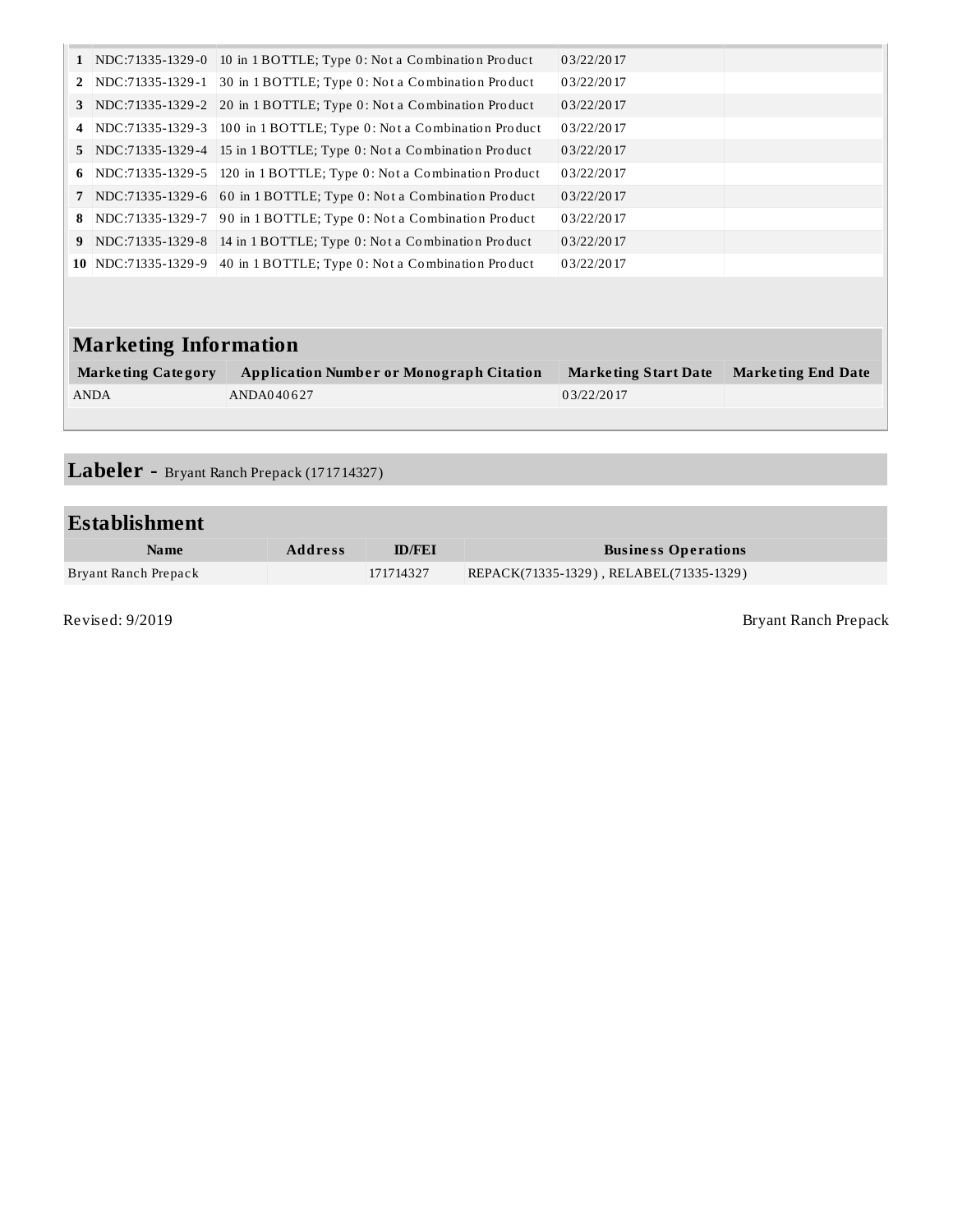| # | Item Code | Package Description | Marketing Start Date | Marketing End Date |
|---|---|---|---|---|
| 1 | NDC:71335-1329-0 | 10 in 1 BOTTLE; Type 0: Not a Combination Product | 03/22/2017 | |
| 2 | NDC:71335-1329-1 | 30 in 1 BOTTLE; Type 0: Not a Combination Product | 03/22/2017 | |
| 3 | NDC:71335-1329-2 | 20 in 1 BOTTLE; Type 0: Not a Combination Product | 03/22/2017 | |
| 4 | NDC:71335-1329-3 | 100 in 1 BOTTLE; Type 0: Not a Combination Product | 03/22/2017 | |
| 5 | NDC:71335-1329-4 | 15 in 1 BOTTLE; Type 0: Not a Combination Product | 03/22/2017 | |
| 6 | NDC:71335-1329-5 | 120 in 1 BOTTLE; Type 0: Not a Combination Product | 03/22/2017 | |
| 7 | NDC:71335-1329-6 | 60 in 1 BOTTLE; Type 0: Not a Combination Product | 03/22/2017 | |
| 8 | NDC:71335-1329-7 | 90 in 1 BOTTLE; Type 0: Not a Combination Product | 03/22/2017 | |
| 9 | NDC:71335-1329-8 | 14 in 1 BOTTLE; Type 0: Not a Combination Product | 03/22/2017 | |
| 10 | NDC:71335-1329-9 | 40 in 1 BOTTLE; Type 0: Not a Combination Product | 03/22/2017 | |

## Marketing Information

| Marketing Category | Application Number or Monograph Citation | Marketing Start Date | Marketing End Date |
|---|---|---|---|
| ANDA | ANDA040627 | 03/22/2017 | |

## Labeler - Bryant Ranch Prepack (171714327)

## Establishment

| Name | Address | ID/FEI | Business Operations |
|---|---|---|---|
| Bryant Ranch Prepack | | 171714327 | REPACK(71335-1329) , RELABEL(71335-1329) |

Revised: 9/2019

Bryant Ranch Prepack